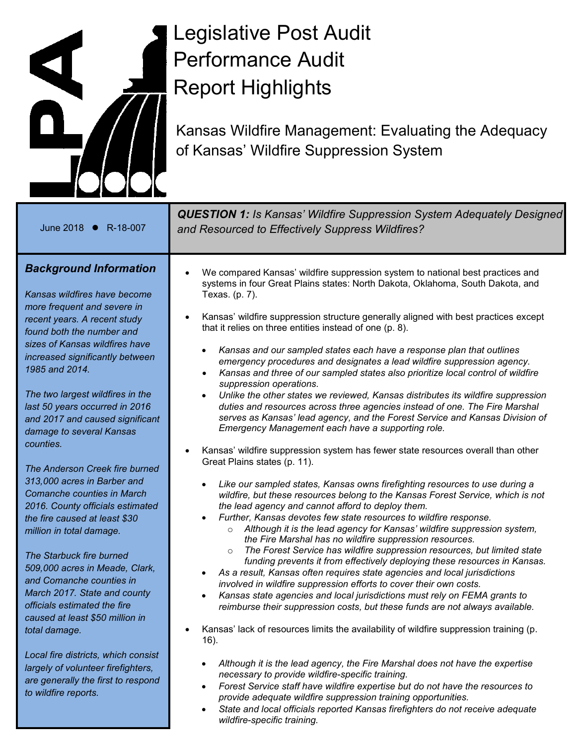# Legislative Post Audit Performance Audit Report Highlights

## Kansas Wildfire Management: Evaluating the Adequacy of Kansas' Wildfire Suppression System

June 2018 ● R-18-007

### Background Information

*Kansas wildfires have become more frequent and severe in recent years. A recent study found both the number and sizes of Kansas wildfires have increased significantly between 1985 and 2014.*

*The two largest wildfires in the last 50 years occurred in 2016 and 2017 and caused significant damage to several Kansas counties.*

*The Anderson Creek fire burned 313,000 acres in Barber and Comanche counties in March 2016. County officials estimated the fire caused at least $30 million in total damage.*

*The Starbuck fire burned 509,000 acres in Meade, Clark, and Comanche counties in March 2017. State and county officials estimated the fire caused at least $50 million in total damage.*

*Local fire districts, which consist largely of volunteer firefighters, are generally the first to respond to wildfire reports.*

### ***QUESTION 1:*** *Is Kansas' Wildfire Suppression System Adequately Designed and Resourced to Effectively Suppress Wildfires?*

- We compared Kansas' wildfire suppression system to national best practices and systems in four Great Plains states: North Dakota, Oklahoma, South Dakota, and Texas. (p. 7).
- Kansas' wildfire suppression structure generally aligned with best practices except that it relies on three entities instead of one (p. 8).
  - *Kansas and our sampled states each have a response plan that outlines emergency procedures and designates a lead wildfire suppression agency.*
  - *Kansas and three of our sampled states also prioritize local control of wildfire suppression operations.*
  - *Unlike the other states we reviewed, Kansas distributes its wildfire suppression duties and resources across three agencies instead of one. The Fire Marshal serves as Kansas' lead agency, and the Forest Service and Kansas Division of Emergency Management each have a supporting role.*
- Kansas' wildfire suppression system has fewer state resources overall than other Great Plains states (p. 11).
  - *Like our sampled states, Kansas owns firefighting resources to use during a wildfire, but these resources belong to the Kansas Forest Service, which is not the lead agency and cannot afford to deploy them.*
  - *Further, Kansas devotes few state resources to wildfire response.*
    - *Although it is the lead agency for Kansas' wildfire suppression system, the Fire Marshal has no wildfire suppression resources.*
    - *The Forest Service has wildfire suppression resources, but limited state funding prevents it from effectively deploying these resources in Kansas.*
  - *As a result, Kansas often requires state agencies and local jurisdictions involved in wildfire suppression efforts to cover their own costs.*
  - *Kansas state agencies and local jurisdictions must rely on FEMA grants to reimburse their suppression costs, but these funds are not always available.*
- Kansas' lack of resources limits the availability of wildfire suppression training (p. 16).
  - *Although it is the lead agency, the Fire Marshal does not have the expertise necessary to provide wildfire-specific training.*
  - *Forest Service staff have wildfire expertise but do not have the resources to provide adequate wildfire suppression training opportunities.*
  - *State and local officials reported Kansas firefighters do not receive adequate wildfire-specific training.*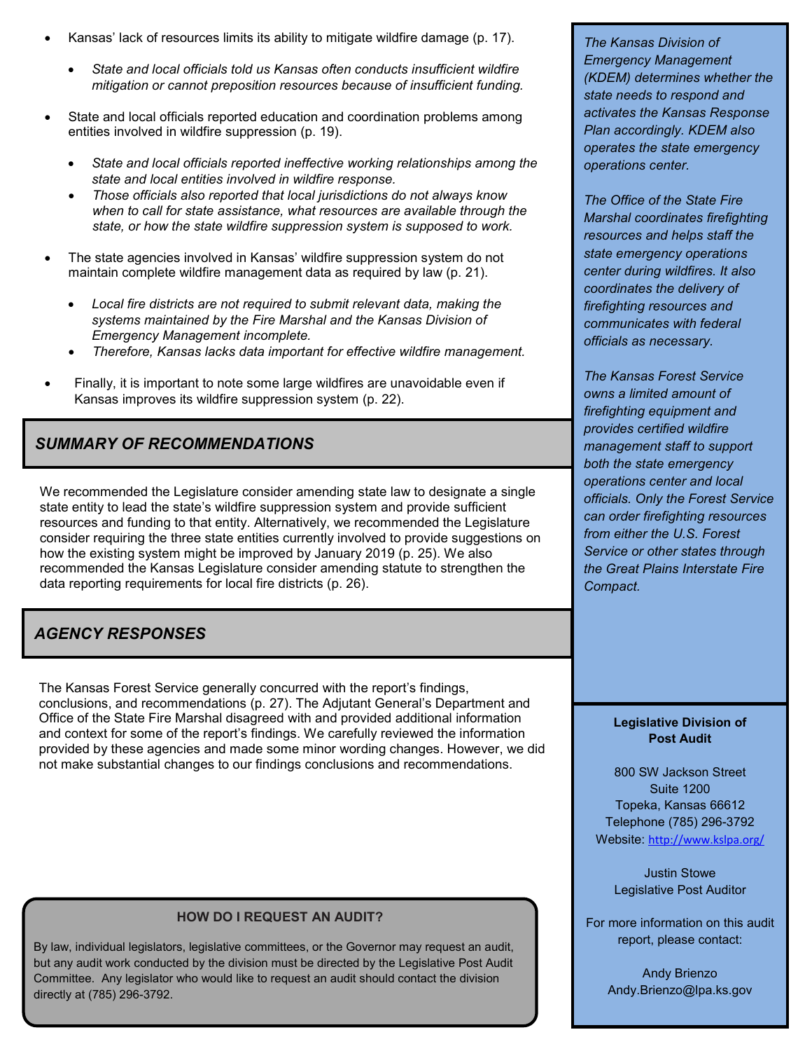- Kansas' lack of resources limits its ability to mitigate wildfire damage (p. 17).
  - *State and local officials told us Kansas often conducts insufficient wildfire mitigation or cannot preposition resources because of insufficient funding.*
- State and local officials reported education and coordination problems among entities involved in wildfire suppression (p. 19).
  - *State and local officials reported ineffective working relationships among the state and local entities involved in wildfire response.*
  - *Those officials also reported that local jurisdictions do not always know when to call for state assistance, what resources are available through the state, or how the state wildfire suppression system is supposed to work.*
- The state agencies involved in Kansas' wildfire suppression system do not maintain complete wildfire management data as required by law (p. 21).
  - *Local fire districts are not required to submit relevant data, making the systems maintained by the Fire Marshal and the Kansas Division of Emergency Management incomplete.*
  - *Therefore, Kansas lacks data important for effective wildfire management.*
- Finally, it is important to note some large wildfires are unavoidable even if Kansas improves its wildfire suppression system (p. 22).

## *SUMMARY OF RECOMMENDATIONS*

We recommended the Legislature consider amending state law to designate a single state entity to lead the state's wildfire suppression system and provide sufficient resources and funding to that entity. Alternatively, we recommended the Legislature consider requiring the three state entities currently involved to provide suggestions on how the existing system might be improved by January 2019 (p. 25). We also recommended the Kansas Legislature consider amending statute to strengthen the data reporting requirements for local fire districts (p. 26).

## *AGENCY RESPONSES*

The Kansas Forest Service generally concurred with the report's findings, conclusions, and recommendations (p. 27). The Adjutant General's Department and Office of the State Fire Marshal disagreed with and provided additional information and context for some of the report's findings. We carefully reviewed the information provided by these agencies and made some minor wording changes. However, we did not make substantial changes to our findings conclusions and recommendations.

*The Kansas Division of Emergency Management (KDEM) determines whether the state needs to respond and activates the Kansas Response Plan accordingly. KDEM also operates the state emergency operations center.*

*The Office of the State Fire Marshal coordinates firefighting resources and helps staff the state emergency operations center during wildfires. It also coordinates the delivery of firefighting resources and communicates with federal officials as necessary.*

*The Kansas Forest Service owns a limited amount of firefighting equipment and provides certified wildfire management staff to support both the state emergency operations center and local officials. Only the Forest Service can order firefighting resources from either the U.S. Forest Service or other states through the Great Plains Interstate Fire Compact.*

**HOW DO I REQUEST AN AUDIT?**

By law, individual legislators, legislative committees, or the Governor may request an audit, but any audit work conducted by the division must be directed by the Legislative Post Audit Committee. Any legislator who would like to request an audit should contact the division directly at (785) 296-3792.

**Legislative Division of Post Audit**

800 SW Jackson Street
Suite 1200
Topeka, Kansas 66612
Telephone (785) 296-3792
Website: http://www.kslpa.org/

Justin Stowe
Legislative Post Auditor

For more information on this audit report, please contact:

Andy Brienzo
Andy.Brienzo@lpa.ks.gov